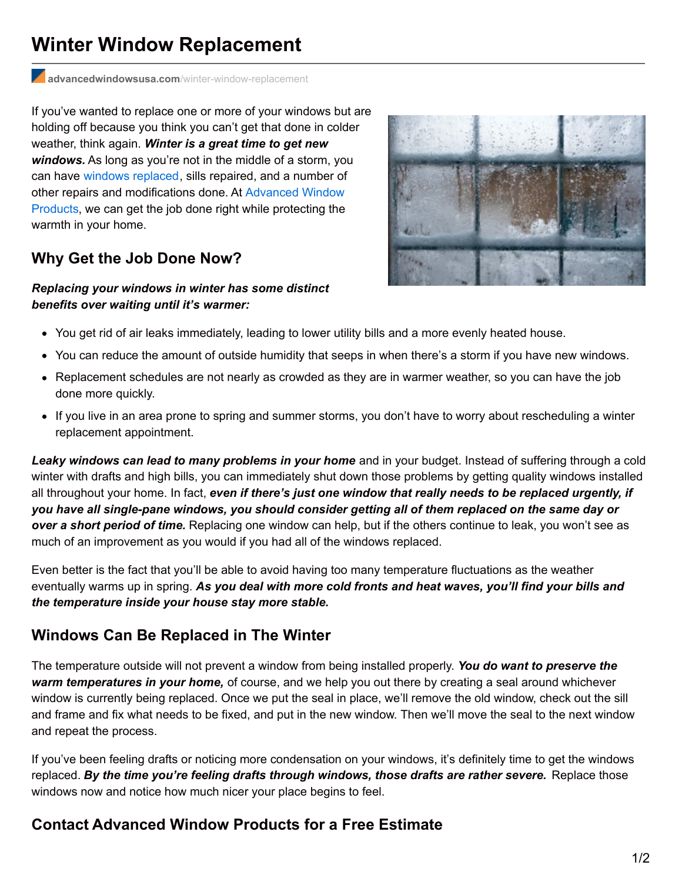# Winter Window Replacement

advancedwindowsusa.com/winter-window-replacement

If you've wanted to replace one or more of your windows but are holding off because you think you can't get that done in colder weather, think again. ***Winter is a great time to get new windows.*** As long as you're not in the middle of a storm, you can have windows replaced, sills repaired, and a number of other repairs and modifications done. At Advanced Window Products, we can get the job done right while protecting the warmth in your home.

## Why Get the Job Done Now?

***Replacing your windows in winter has some distinct benefits over waiting until it's warmer:***

- You get rid of air leaks immediately, leading to lower utility bills and a more evenly heated house.
- You can reduce the amount of outside humidity that seeps in when there's a storm if you have new windows.
- Replacement schedules are not nearly as crowded as they are in warmer weather, so you can have the job done more quickly.
- If you live in an area prone to spring and summer storms, you don't have to worry about rescheduling a winter replacement appointment.

***Leaky windows can lead to many problems in your home*** and in your budget. Instead of suffering through a cold winter with drafts and high bills, you can immediately shut down those problems by getting quality windows installed all throughout your home. In fact, ***even if there's just one window that really needs to be replaced urgently, if you have all single-pane windows, you should consider getting all of them replaced on the same day or over a short period of time.*** Replacing one window can help, but if the others continue to leak, you won't see as much of an improvement as you would if you had all of the windows replaced.

Even better is the fact that you'll be able to avoid having too many temperature fluctuations as the weather eventually warms up in spring. ***As you deal with more cold fronts and heat waves, you'll find your bills and the temperature inside your house stay more stable.***

## Windows Can Be Replaced in The Winter

The temperature outside will not prevent a window from being installed properly. ***You do want to preserve the warm temperatures in your home,*** of course, and we help you out there by creating a seal around whichever window is currently being replaced. Once we put the seal in place, we'll remove the old window, check out the sill and frame and fix what needs to be fixed, and put in the new window. Then we'll move the seal to the next window and repeat the process.

If you've been feeling drafts or noticing more condensation on your windows, it's definitely time to get the windows replaced. ***By the time you're feeling drafts through windows, those drafts are rather severe.*** Replace those windows now and notice how much nicer your place begins to feel.

## Contact Advanced Window Products for a Free Estimate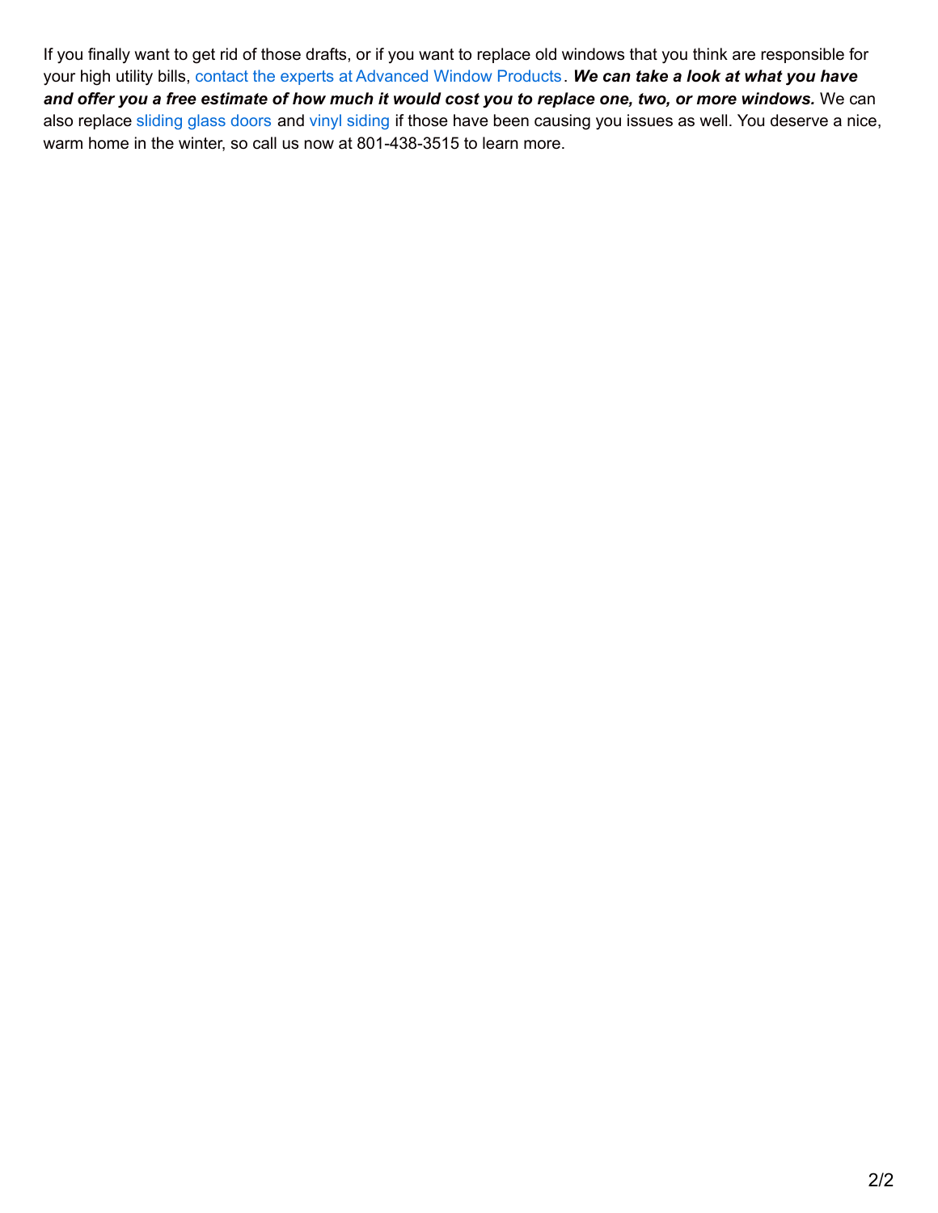If you finally want to get rid of those drafts, or if you want to replace old windows that you think are responsible for your high utility bills, contact the experts at Advanced Window Products. ***We can take a look at what you have and offer you a free estimate of how much it would cost you to replace one, two, or more windows.*** We can also replace sliding glass doors and vinyl siding if those have been causing you issues as well. You deserve a nice, warm home in the winter, so call us now at 801-438-3515 to learn more.